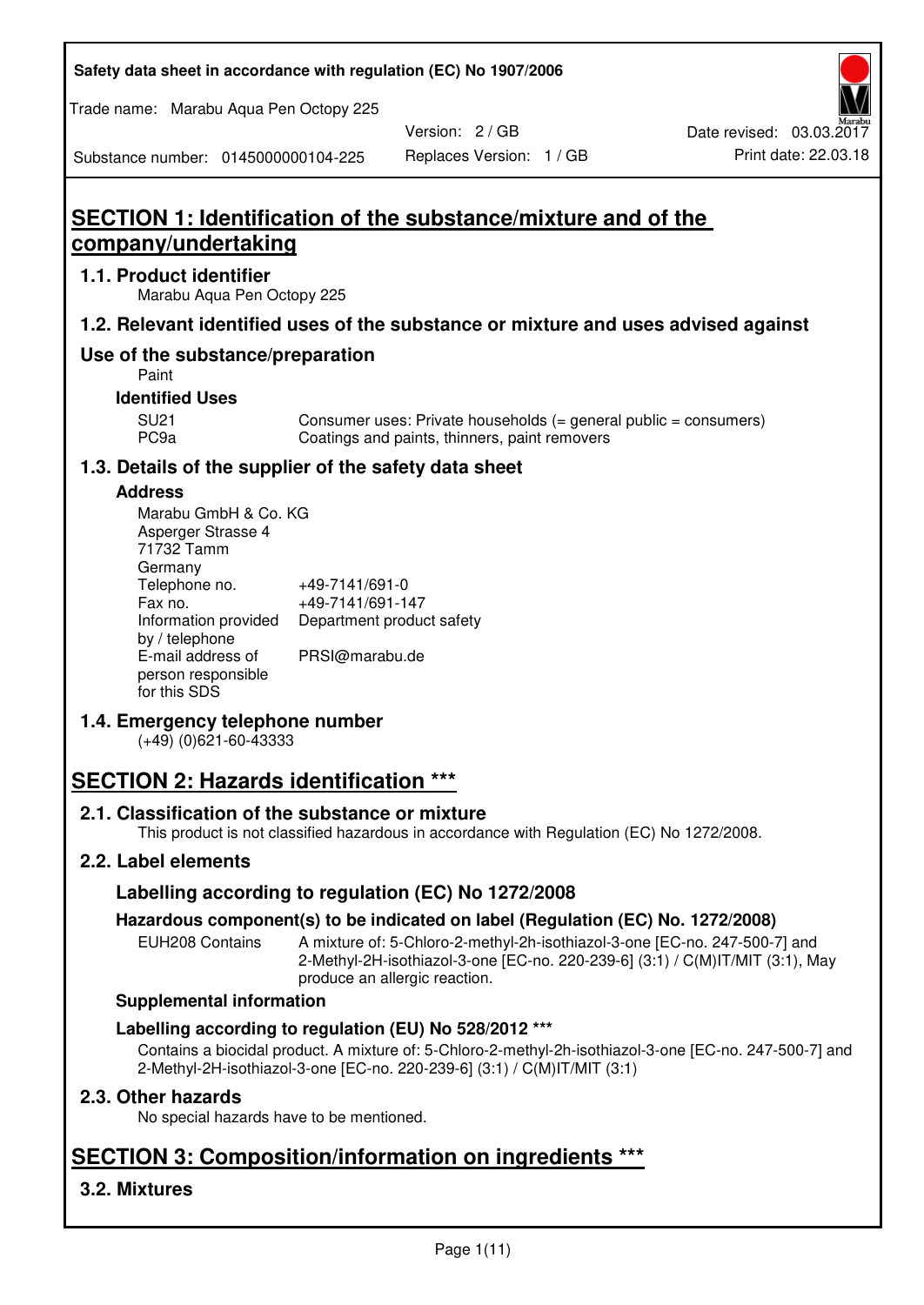# SECTION 1: Identification of the substance/mixture and of the company/undertaking

## 1.1. Product identifier

Marabu Aqua Pen Octopy 225

## 1.2. Relevant identified uses of the substance or mixture and uses advised against

## Use of the substance/preparation

Paint

### Identified Uses

| | |
|---|---|
| SU21 | Consumer uses: Private households (= general public = consumers) |
| PC9a | Coatings and paints, thinners, paint removers |

## 1.3. Details of the supplier of the safety data sheet

### Address

Marabu GmbH & Co. KG
Asperger Strasse 4
71732 Tamm
Germany

| | |
|---|---|
| Telephone no. | +49-7141/691-0 |
| Fax no. | +49-7141/691-147 |
| Information provided by / telephone | Department product safety |
| E-mail address of person responsible for this SDS | PRSI@marabu.de |

## 1.4. Emergency telephone number

(+49) (0)621-60-43333

# SECTION 2: Hazards identification ***

## 2.1. Classification of the substance or mixture

This product is not classified hazardous in accordance with Regulation (EC) No 1272/2008.

## 2.2. Label elements

### Labelling according to regulation (EC) No 1272/2008

#### Hazardous component(s) to be indicated on label (Regulation (EC) No. 1272/2008)

| | |
|---|---|
| EUH208 Contains | A mixture of: 5-Chloro-2-methyl-2h-isothiazol-3-one [EC-no. 247-500-7] and 2-Methyl-2H-isothiazol-3-one [EC-no. 220-239-6] (3:1) / C(M)IT/MIT (3:1), May produce an allergic reaction. |

### Supplemental information

### Labelling according to regulation (EU) No 528/2012 ***

Contains a biocidal product. A mixture of: 5-Chloro-2-methyl-2h-isothiazol-3-one [EC-no. 247-500-7] and 2-Methyl-2H-isothiazol-3-one [EC-no. 220-239-6] (3:1) / C(M)IT/MIT (3:1)

## 2.3. Other hazards

No special hazards have to be mentioned.

# SECTION 3: Composition/information on ingredients ***

## 3.2. Mixtures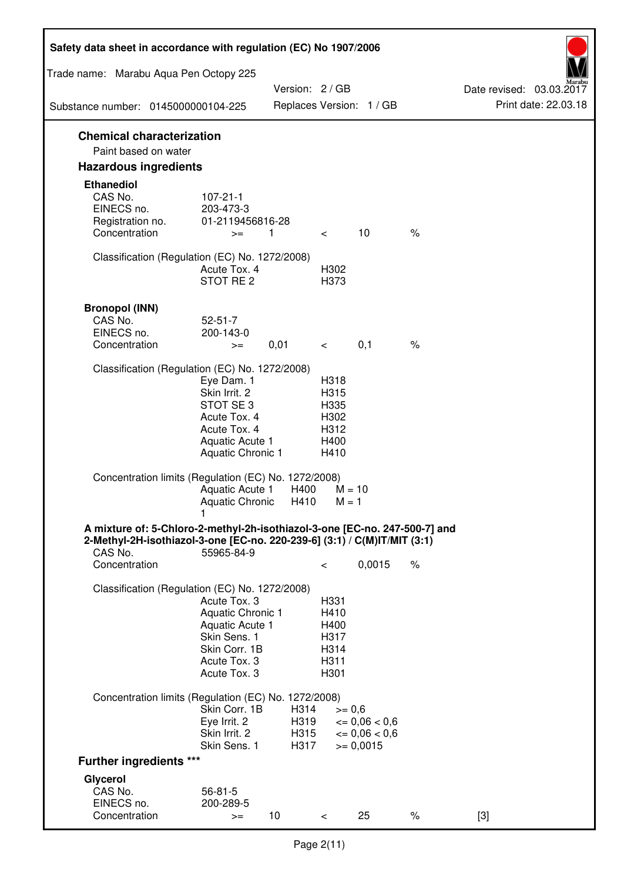## Chemical characterization

Paint based on water

## Hazardous ingredients

### Ethanediol

| | | | | | |
|---|---|---|---|---|---|
| CAS No. | 107-21-1 | | | | |
| EINECS no. | 203-473-3 | | | | |
| Registration no. | 01-2119456816-28 | | | | |
| Concentration | >= | 1 | < | 10 | % |

Classification (Regulation (EC) No. 1272/2008)

| | |
|---|---|
| Acute Tox. 4 | H302 |
| STOT RE 2 | H373 |

### Bronopol (INN)

| | | | | | |
|---|---|---|---|---|---|
| CAS No. | 52-51-7 | | | | |
| EINECS no. | 200-143-0 | | | | |
| Concentration | >= | 0,01 | < | 0,1 | % |

Classification (Regulation (EC) No. 1272/2008)

| | |
|---|---|
| Eye Dam. 1 | H318 |
| Skin Irrit. 2 | H315 |
| STOT SE 3 | H335 |
| Acute Tox. 4 | H302 |
| Acute Tox. 4 | H312 |
| Aquatic Acute 1 | H400 |
| Aquatic Chronic 1 | H410 |

Concentration limits (Regulation (EC) No. 1272/2008)

| | | |
|---|---|---|
| Aquatic Acute 1 | H400 | M = 10 |
| Aquatic Chronic 1 | H410 | M = 1 |

### A mixture of: 5-Chloro-2-methyl-2h-isothiazol-3-one [EC-no. 247-500-7] and 2-Methyl-2H-isothiazol-3-one [EC-no. 220-239-6] (3:1) / C(M)IT/MIT (3:1)

| | | | | |
|---|---|---|---|---|
| CAS No. | 55965-84-9 | | | |
| Concentration | | < | 0,0015 | % |

Classification (Regulation (EC) No. 1272/2008)

| | |
|---|---|
| Acute Tox. 3 | H331 |
| Aquatic Chronic 1 | H410 |
| Aquatic Acute 1 | H400 |
| Skin Sens. 1 | H317 |
| Skin Corr. 1B | H314 |
| Acute Tox. 3 | H311 |
| Acute Tox. 3 | H301 |

Concentration limits (Regulation (EC) No. 1272/2008)

| | | |
|---|---|---|
| Skin Corr. 1B | H314 | >= 0,6 |
| Eye Irrit. 2 | H319 | <= 0,06 < 0,6 |
| Skin Irrit. 2 | H315 | <= 0,06 < 0,6 |
| Skin Sens. 1 | H317 | >= 0,0015 |

## Further ingredients ***

### Glycerol

| | | | | | | |
|---|---|---|---|---|---|---|
| CAS No. | 56-81-5 | | | | | |
| EINECS no. | 200-289-5 | | | | | |
| Concentration | >= | 10 | < | 25 | % | [3] |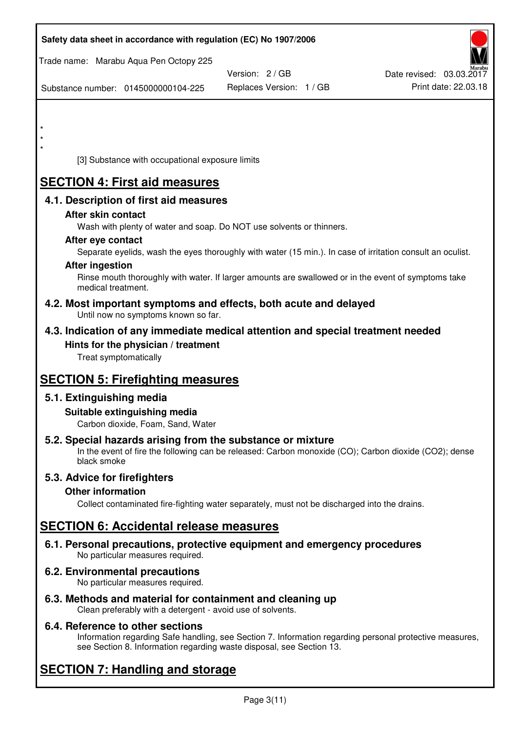*
*
*

[3] Substance with occupational exposure limits

# SECTION 4: First aid measures

## 4.1. Description of first aid measures

### After skin contact

Wash with plenty of water and soap. Do NOT use solvents or thinners.

### After eye contact

Separate eyelids, wash the eyes thoroughly with water (15 min.). In case of irritation consult an oculist.

### After ingestion

Rinse mouth thoroughly with water. If larger amounts are swallowed or in the event of symptoms take medical treatment.

## 4.2. Most important symptoms and effects, both acute and delayed

Until now no symptoms known so far.

## 4.3. Indication of any immediate medical attention and special treatment needed

### Hints for the physician / treatment

Treat symptomatically

# SECTION 5: Firefighting measures

## 5.1. Extinguishing media

### Suitable extinguishing media

Carbon dioxide, Foam, Sand, Water

## 5.2. Special hazards arising from the substance or mixture

In the event of fire the following can be released: Carbon monoxide (CO); Carbon dioxide ($CO_2$); dense black smoke

## 5.3. Advice for firefighters

### Other information

Collect contaminated fire-fighting water separately, must not be discharged into the drains.

# SECTION 6: Accidental release measures

## 6.1. Personal precautions, protective equipment and emergency procedures

No particular measures required.

## 6.2. Environmental precautions

No particular measures required.

## 6.3. Methods and material for containment and cleaning up

Clean preferably with a detergent - avoid use of solvents.

## 6.4. Reference to other sections

Information regarding Safe handling, see Section 7. Information regarding personal protective measures, see Section 8. Information regarding waste disposal, see Section 13.

# SECTION 7: Handling and storage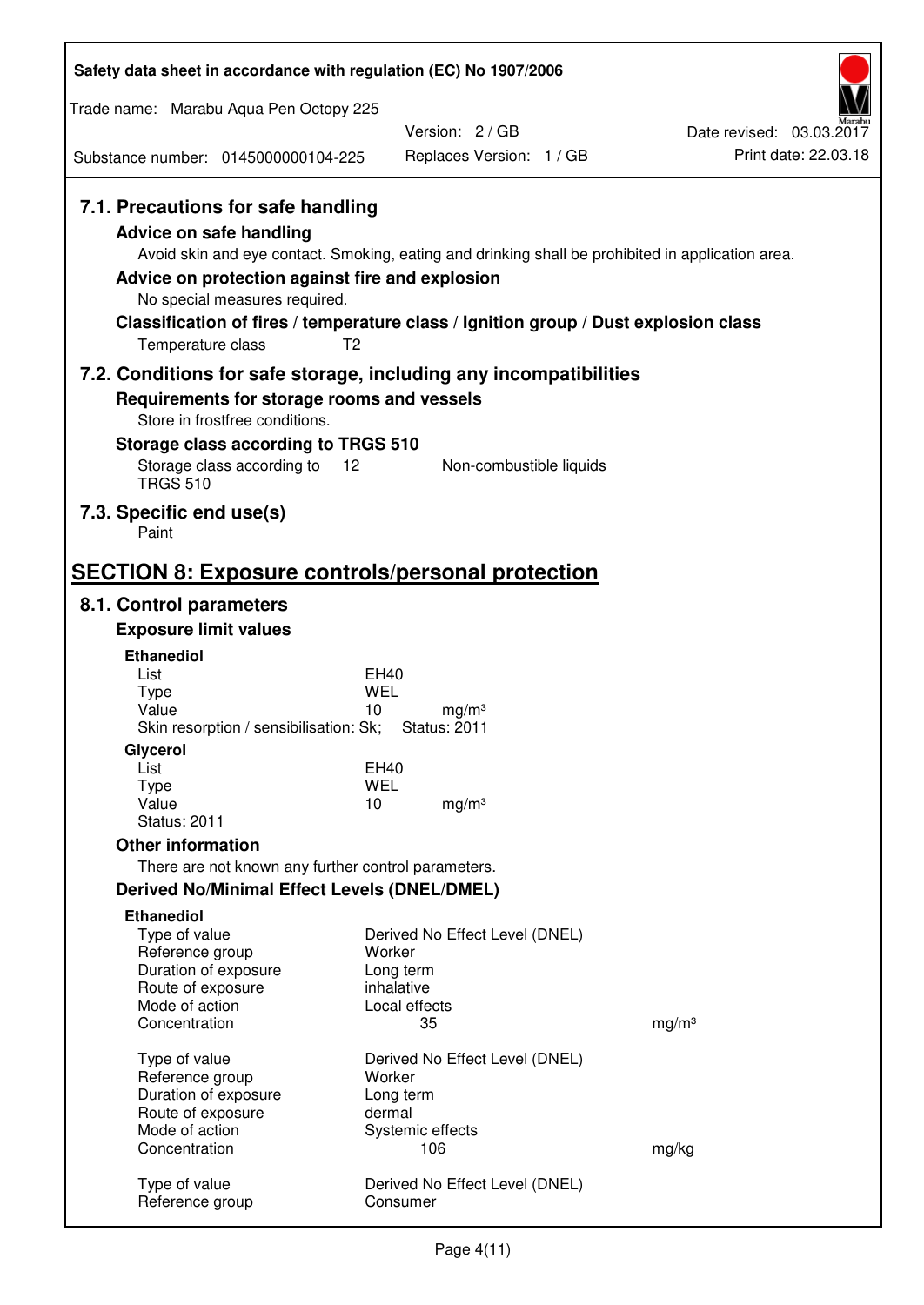## 7.1. Precautions for safe handling

### Advice on safe handling

Avoid skin and eye contact. Smoking, eating and drinking shall be prohibited in application area.

### Advice on protection against fire and explosion

No special measures required.

### Classification of fires / temperature class / Ignition group / Dust explosion class

Temperature class T2

## 7.2. Conditions for safe storage, including any incompatibilities

### Requirements for storage rooms and vessels

Store in frostfree conditions.

### Storage class according to TRGS 510

| Storage class according to TRGS 510 | 12 | Non-combustible liquids |
|---|---|---|

## 7.3. Specific end use(s)

Paint

# SECTION 8: Exposure controls/personal protection

## 8.1. Control parameters

### Exposure limit values

**Ethanediol**

| | | |
|---|---|---|
| List | EH40 | |
| Type | WEL | |
| Value | 10 | mg/m³ |
| Skin resorption / sensibilisation: Sk; | Status: 2011 | |

**Glycerol**

| | | |
|---|---|---|
| List | EH40 | |
| Type | WEL | |
| Value | 10 | mg/m³ |
| Status: 2011 | | |

### Other information

There are not known any further control parameters.

### Derived No/Minimal Effect Levels (DNEL/DMEL)

**Ethanediol**

| | | |
|---|---|---|
| Type of value | Derived No Effect Level (DNEL) | |
| Reference group | Worker | |
| Duration of exposure | Long term | |
| Route of exposure | inhalative | |
| Mode of action | Local effects | |
| Concentration | 35 | mg/m³ |

| | | |
|---|---|---|
| Type of value | Derived No Effect Level (DNEL) | |
| Reference group | Worker | |
| Duration of exposure | Long term | |
| Route of exposure | dermal | |
| Mode of action | Systemic effects | |
| Concentration | 106 | mg/kg |

| | |
|---|---|
| Type of value | Derived No Effect Level (DNEL) |
| Reference group | Consumer |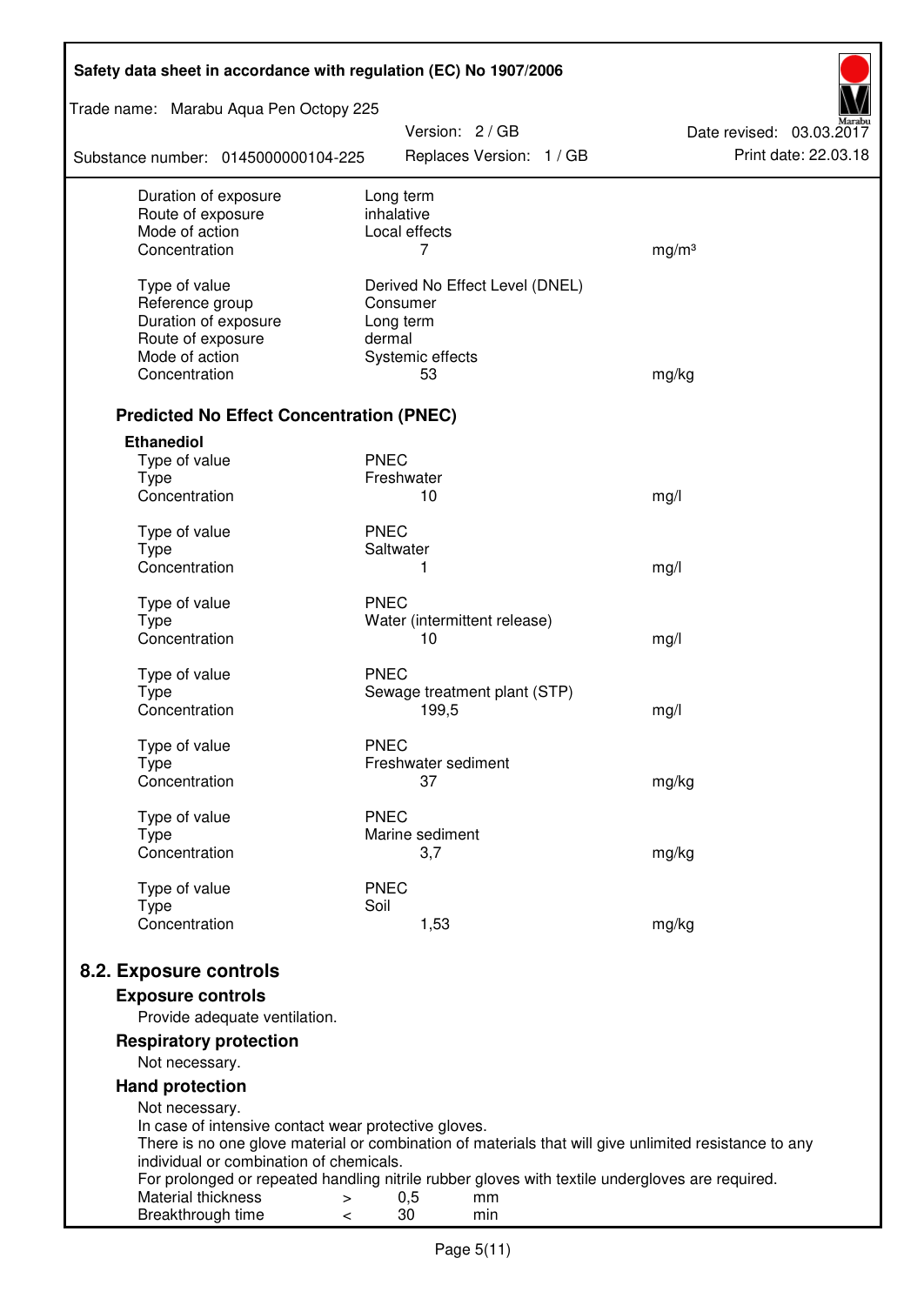| | | |
|---|---|---|
| Duration of exposure | Long term | |
| Route of exposure | inhalative | |
| Mode of action | Local effects | |
| Concentration | 7 | mg/m³ |
| | | |
| Type of value | Derived No Effect Level (DNEL) | |
| Reference group | Consumer | |
| Duration of exposure | Long term | |
| Route of exposure | dermal | |
| Mode of action | Systemic effects | |
| Concentration | 53 | mg/kg |

### Predicted No Effect Concentration (PNEC)

**Ethanediol**

| | | |
|---|---|---|
| Type of value | PNEC | |
| Type | Freshwater | |
| Concentration | 10 | mg/l |
| | | |
| Type of value | PNEC | |
| Type | Saltwater | |
| Concentration | 1 | mg/l |
| | | |
| Type of value | PNEC | |
| Type | Water (intermittent release) | |
| Concentration | 10 | mg/l |
| | | |
| Type of value | PNEC | |
| Type | Sewage treatment plant (STP) | |
| Concentration | 199,5 | mg/l |
| | | |
| Type of value | PNEC | |
| Type | Freshwater sediment | |
| Concentration | 37 | mg/kg |
| | | |
| Type of value | PNEC | |
| Type | Marine sediment | |
| Concentration | 3,7 | mg/kg |
| | | |
| Type of value | PNEC | |
| Type | Soil | |
| Concentration | 1,53 | mg/kg |

## 8.2. Exposure controls

### Exposure controls

Provide adequate ventilation.

### Respiratory protection

Not necessary.

### Hand protection

Not necessary.
In case of intensive contact wear protective gloves.
There is no one glove material or combination of materials that will give unlimited resistance to any individual or combination of chemicals.
For prolonged or repeated handling nitrile rubber gloves with textile undergloves are required.

| | | | |
|---|---|---|---|
| Material thickness | > | 0,5 | mm |
| Breakthrough time | < | 30 | min |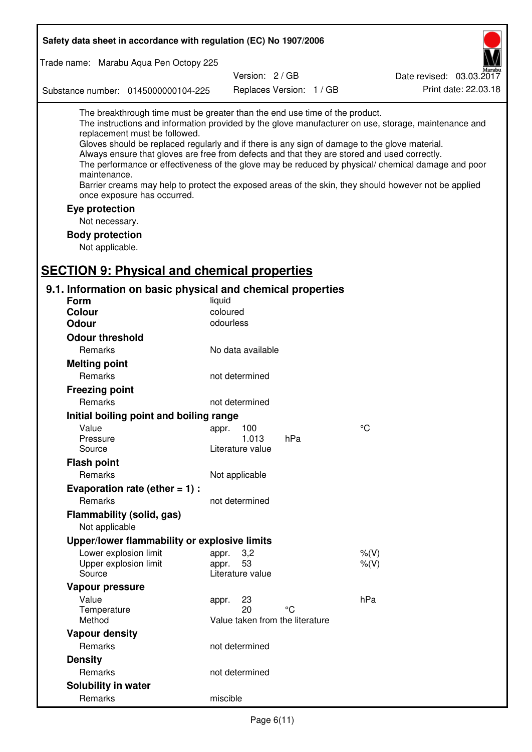The breakthrough time must be greater than the end use time of the product.
The instructions and information provided by the glove manufacturer on use, storage, maintenance and replacement must be followed.
Gloves should be replaced regularly and if there is any sign of damage to the glove material.
Always ensure that gloves are free from defects and that they are stored and used correctly.
The performance or effectiveness of the glove may be reduced by physical/ chemical damage and poor maintenance.
Barrier creams may help to protect the exposed areas of the skin, they should however not be applied once exposure has occurred.

**Eye protection**

Not necessary.

**Body protection**

Not applicable.

# SECTION 9: Physical and chemical properties

## 9.1. Information on basic physical and chemical properties

| | | | |
|---|---|---|---|
| **Form** | liquid | | |
| **Colour** | coloured | | |
| **Odour** | odourless | | |
| **Odour threshold** | | | |
| Remarks | No data available | | |
| **Melting point** | | | |
| Remarks | not determined | | |
| **Freezing point** | | | |
| Remarks | not determined | | |
| **Initial boiling point and boiling range** | | | |
| Value | appr. 100 | | °C |
| Pressure | 1.013 | hPa | |
| Source | Literature value | | |
| **Flash point** | | | |
| Remarks | Not applicable | | |
| **Evaporation rate (ether = 1) :** | | | |
| Remarks | not determined | | |
| **Flammability (solid, gas)** | | | |
| Not applicable | | | |
| **Upper/lower flammability or explosive limits** | | | |
| Lower explosion limit | appr. 3,2 | | %(V) |
| Upper explosion limit | appr. 53 | | %(V) |
| Source | Literature value | | |
| **Vapour pressure** | | | |
| Value | appr. 23 | | hPa |
| Temperature | 20 | °C | |
| Method | Value taken from the literature | | |
| **Vapour density** | | | |
| Remarks | not determined | | |
| **Density** | | | |
| Remarks | not determined | | |
| **Solubility in water** | | | |
| Remarks | miscible | | |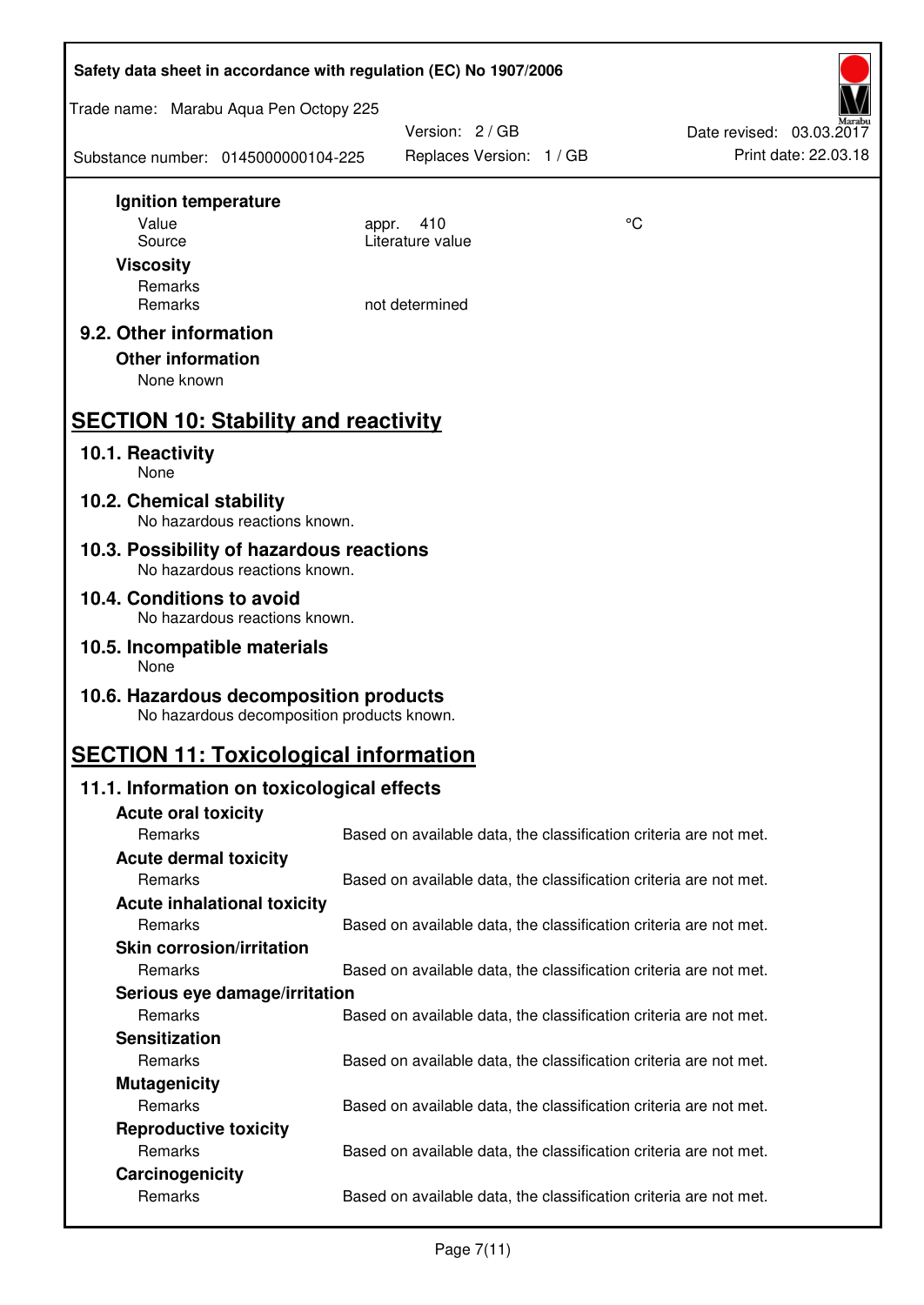**Ignition temperature**

| | | |
|---|---|---|
| Value | appr. 410 | °C |
| Source | Literature value | |

**Viscosity**

| | |
|---|---|
| Remarks | |
| Remarks | not determined |

### 9.2. Other information

**Other information**

None known

## SECTION 10: Stability and reactivity

### 10.1. Reactivity

None

### 10.2. Chemical stability

No hazardous reactions known.

### 10.3. Possibility of hazardous reactions

No hazardous reactions known.

### 10.4. Conditions to avoid

No hazardous reactions known.

### 10.5. Incompatible materials

None

### 10.6. Hazardous decomposition products

No hazardous decomposition products known.

## SECTION 11: Toxicological information

### 11.1. Information on toxicological effects

**Acute oral toxicity**

Remarks: Based on available data, the classification criteria are not met.

**Acute dermal toxicity**

Remarks: Based on available data, the classification criteria are not met.

**Acute inhalational toxicity**

Remarks: Based on available data, the classification criteria are not met.

**Skin corrosion/irritation**

Remarks: Based on available data, the classification criteria are not met.

**Serious eye damage/irritation**

Remarks: Based on available data, the classification criteria are not met.

**Sensitization**

Remarks: Based on available data, the classification criteria are not met.

**Mutagenicity**

Remarks: Based on available data, the classification criteria are not met.

**Reproductive toxicity**

Remarks: Based on available data, the classification criteria are not met.

**Carcinogenicity**

Remarks: Based on available data, the classification criteria are not met.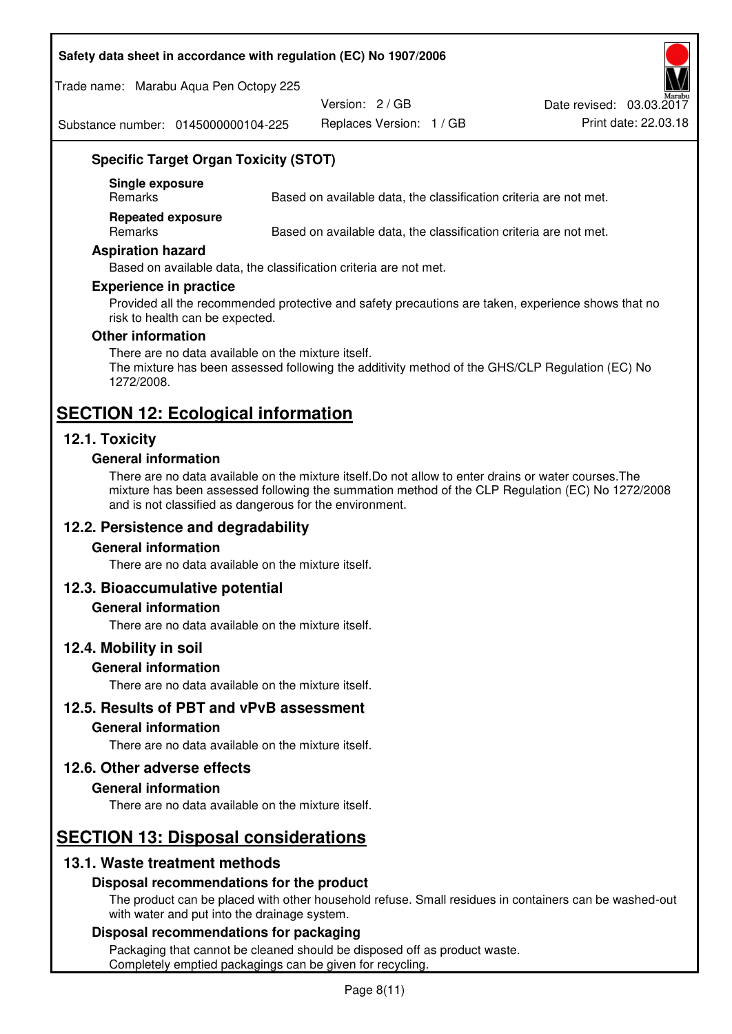### Specific Target Organ Toxicity (STOT)

**Single exposure**

| Remarks | Based on available data, the classification criteria are not met. |
|---|---|

**Repeated exposure**

| Remarks | Based on available data, the classification criteria are not met. |
|---|---|

### Aspiration hazard

Based on available data, the classification criteria are not met.

### Experience in practice

Provided all the recommended protective and safety precautions are taken, experience shows that no risk to health can be expected.

### Other information

There are no data available on the mixture itself.
The mixture has been assessed following the additivity method of the GHS/CLP Regulation (EC) No 1272/2008.

# SECTION 12: Ecological information

## 12.1. Toxicity

### General information

There are no data available on the mixture itself.Do not allow to enter drains or water courses.The mixture has been assessed following the summation method of the CLP Regulation (EC) No 1272/2008 and is not classified as dangerous for the environment.

## 12.2. Persistence and degradability

### General information

There are no data available on the mixture itself.

## 12.3. Bioaccumulative potential

### General information

There are no data available on the mixture itself.

## 12.4. Mobility in soil

### General information

There are no data available on the mixture itself.

## 12.5. Results of PBT and vPvB assessment

### General information

There are no data available on the mixture itself.

## 12.6. Other adverse effects

### General information

There are no data available on the mixture itself.

# SECTION 13: Disposal considerations

## 13.1. Waste treatment methods

### Disposal recommendations for the product

The product can be placed with other household refuse. Small residues in containers can be washed-out with water and put into the drainage system.

### Disposal recommendations for packaging

Packaging that cannot be cleaned should be disposed off as product waste.
Completely emptied packagings can be given for recycling.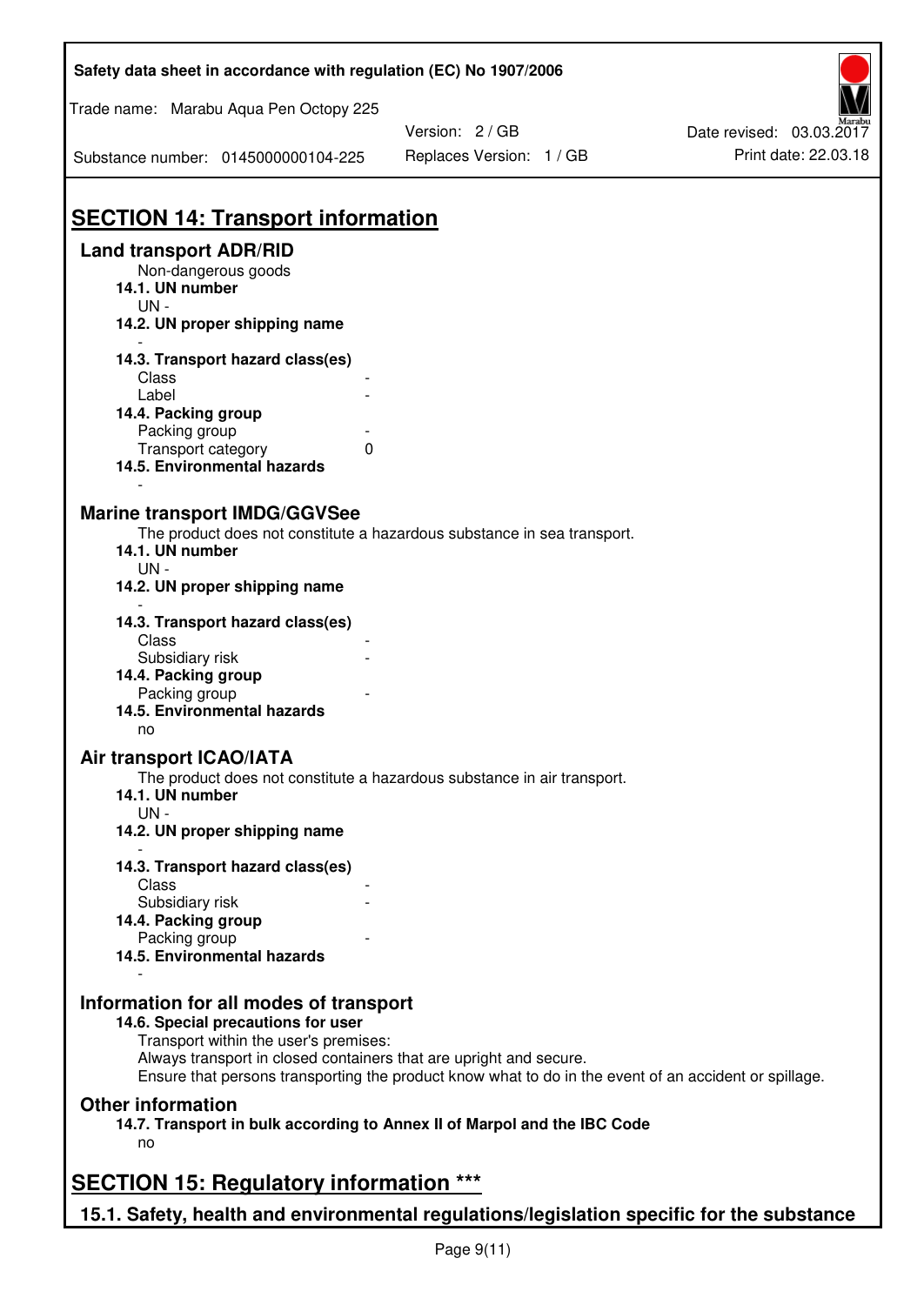## SECTION 14: Transport information

### Land transport ADR/RID

Non-dangerous goods

**14.1. UN number**

UN -

**14.2. UN proper shipping name**

-

**14.3. Transport hazard class(es)**

| | |
|---|---|
| Class | - |
| Label | - |

**14.4. Packing group**

| | |
|---|---|
| Packing group | - |
| Transport category | 0 |

**14.5. Environmental hazards**

-

### Marine transport IMDG/GGVSee

The product does not constitute a hazardous substance in sea transport.

**14.1. UN number**

UN -

**14.2. UN proper shipping name**

-

**14.3. Transport hazard class(es)**

| | |
|---|---|
| Class | - |
| Subsidiary risk | - |

**14.4. Packing group**

| | |
|---|---|
| Packing group | - |

**14.5. Environmental hazards**

no

### Air transport ICAO/IATA

The product does not constitute a hazardous substance in air transport.

**14.1. UN number**

UN -

**14.2. UN proper shipping name**

-

**14.3. Transport hazard class(es)**

| | |
|---|---|
| Class | - |
| Subsidiary risk | - |

**14.4. Packing group**

| | |
|---|---|
| Packing group | - |

**14.5. Environmental hazards**

-

### Information for all modes of transport

**14.6. Special precautions for user**

Transport within the user's premises:
Always transport in closed containers that are upright and secure.
Ensure that persons transporting the product know what to do in the event of an accident or spillage.

### Other information

**14.7. Transport in bulk according to Annex II of Marpol and the IBC Code**

no

## SECTION 15: Regulatory information ***

### 15.1. Safety, health and environmental regulations/legislation specific for the substance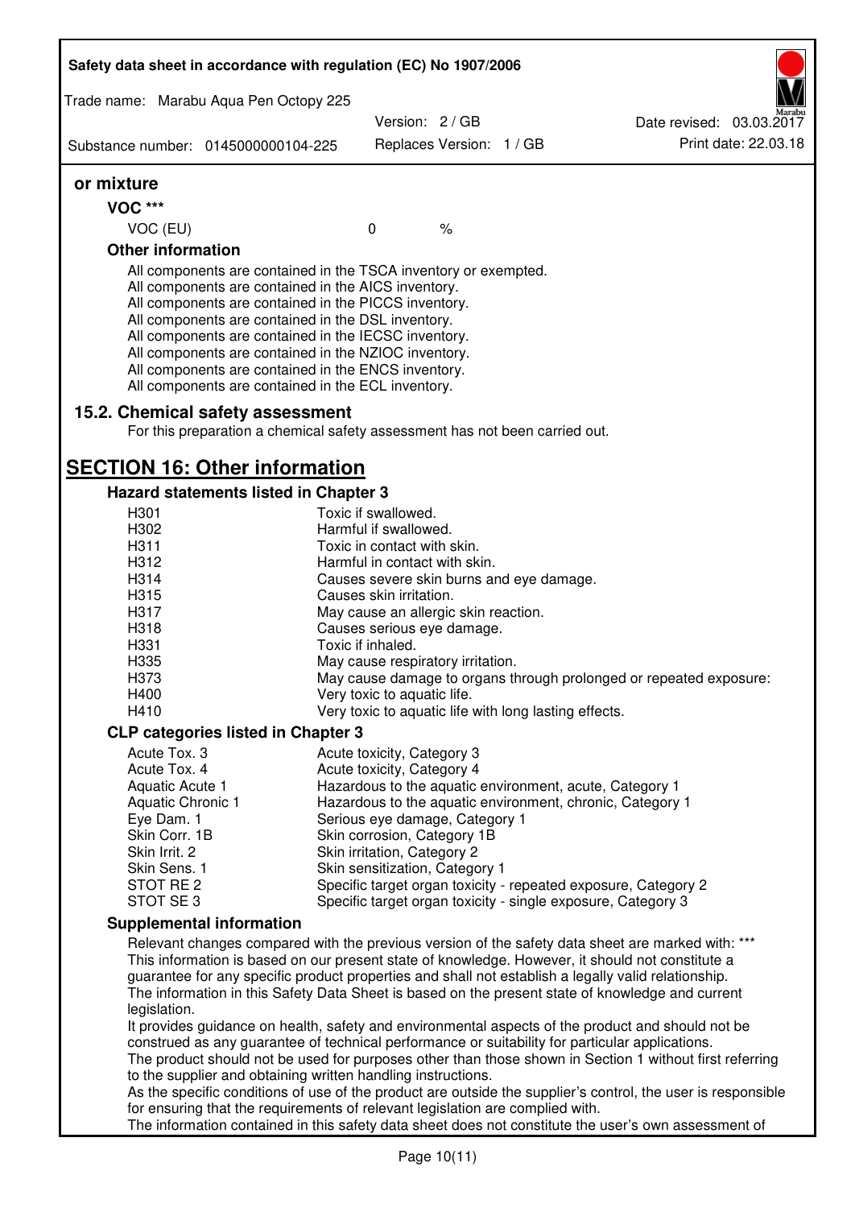### or mixture

**VOC *****

VOC (EU) 0 %

**Other information**

All components are contained in the TSCA inventory or exempted.
All components are contained in the AICS inventory.
All components are contained in the PICCS inventory.
All components are contained in the DSL inventory.
All components are contained in the IECSC inventory.
All components are contained in the NZIOC inventory.
All components are contained in the ENCS inventory.
All components are contained in the ECL inventory.

### 15.2. Chemical safety assessment

For this preparation a chemical safety assessment has not been carried out.

## SECTION 16: Other information

### Hazard statements listed in Chapter 3

| | |
|---|---|
| H301 | Toxic if swallowed. |
| H302 | Harmful if swallowed. |
| H311 | Toxic in contact with skin. |
| H312 | Harmful in contact with skin. |
| H314 | Causes severe skin burns and eye damage. |
| H315 | Causes skin irritation. |
| H317 | May cause an allergic skin reaction. |
| H318 | Causes serious eye damage. |
| H331 | Toxic if inhaled. |
| H335 | May cause respiratory irritation. |
| H373 | May cause damage to organs through prolonged or repeated exposure: |
| H400 | Very toxic to aquatic life. |
| H410 | Very toxic to aquatic life with long lasting effects. |

### CLP categories listed in Chapter 3

| | |
|---|---|
| Acute Tox. 3 | Acute toxicity, Category 3 |
| Acute Tox. 4 | Acute toxicity, Category 4 |
| Aquatic Acute 1 | Hazardous to the aquatic environment, acute, Category 1 |
| Aquatic Chronic 1 | Hazardous to the aquatic environment, chronic, Category 1 |
| Eye Dam. 1 | Serious eye damage, Category 1 |
| Skin Corr. 1B | Skin corrosion, Category 1B |
| Skin Irrit. 2 | Skin irritation, Category 2 |
| Skin Sens. 1 | Skin sensitization, Category 1 |
| STOT RE 2 | Specific target organ toxicity - repeated exposure, Category 2 |
| STOT SE 3 | Specific target organ toxicity - single exposure, Category 3 |

### Supplemental information

Relevant changes compared with the previous version of the safety data sheet are marked with: ***
This information is based on our present state of knowledge. However, it should not constitute a guarantee for any specific product properties and shall not establish a legally valid relationship.
The information in this Safety Data Sheet is based on the present state of knowledge and current legislation.
It provides guidance on health, safety and environmental aspects of the product and should not be construed as any guarantee of technical performance or suitability for particular applications.
The product should not be used for purposes other than those shown in Section 1 without first referring to the supplier and obtaining written handling instructions.
As the specific conditions of use of the product are outside the supplier's control, the user is responsible for ensuring that the requirements of relevant legislation are complied with.
The information contained in this safety data sheet does not constitute the user's own assessment of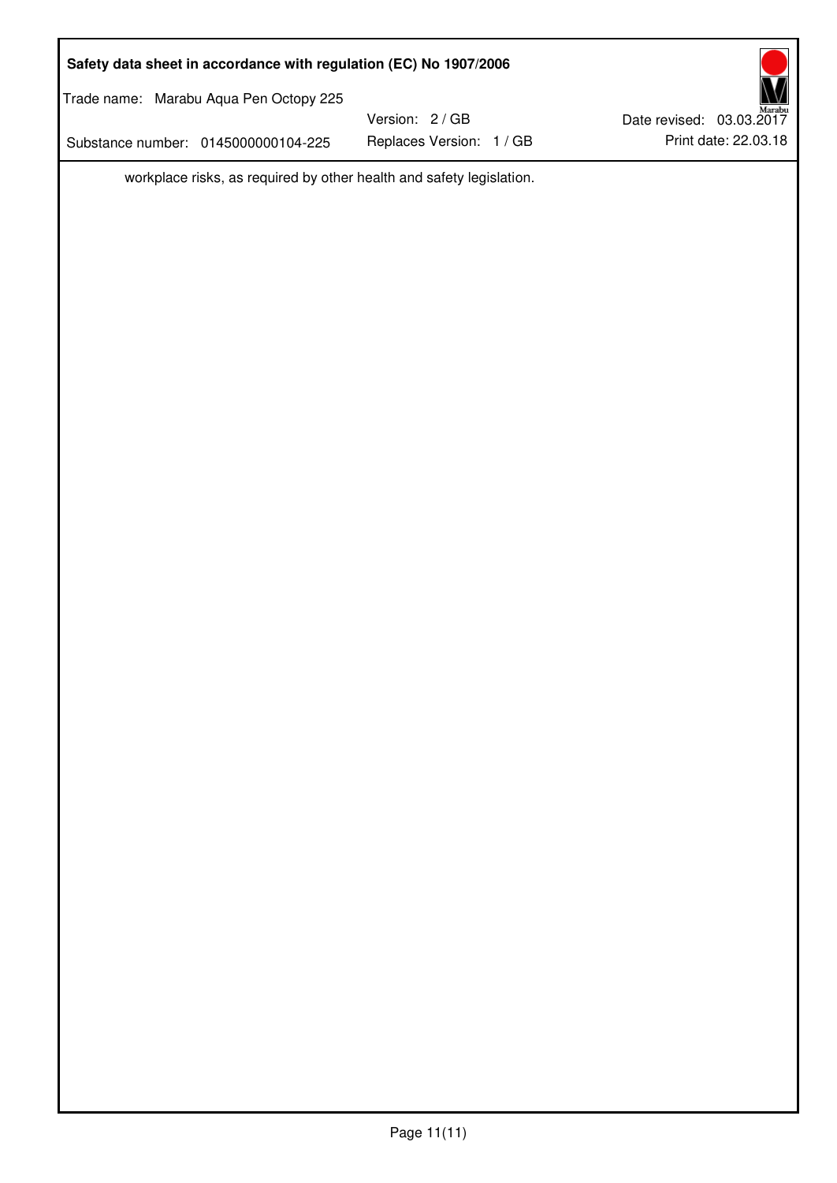workplace risks, as required by other health and safety legislation.